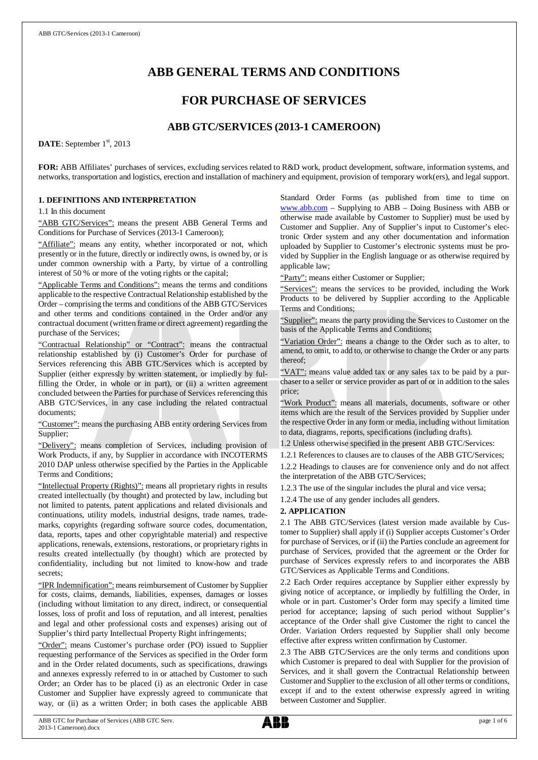# ABB GENERAL TERMS AND CONDITIONS

# FOR PURCHASE OF SERVICES

## ABB GTC/SERVICES (2013-1 CAMEROON)

**DATE**: September 1st, 2013

**FOR:** ABB Affiliates' purchases of services, excluding services related to R&D work, product development, software, information systems, and networks, transportation and logistics, erection and installation of machinery and equipment, provision of temporary work(ers), and legal support.

### 1. DEFINITIONS AND INTERPRETATION

1.1 In this document

"ABB GTC/Services": means the present ABB General Terms and Conditions for Purchase of Services (2013-1 Cameroon);

"Affiliate": means any entity, whether incorporated or not, which presently or in the future, directly or indirectly owns, is owned by, or is under common ownership with a Party, by virtue of a controlling interest of 50 % or more of the voting rights or the capital;

"Applicable Terms and Conditions": means the terms and conditions applicable to the respective Contractual Relationship established by the Order – comprising the terms and conditions of the ABB GTC/Services and other terms and conditions contained in the Order and/or any contractual document (written frame or direct agreement) regarding the purchase of the Services;

"Contractual Relationship" or "Contract": means the contractual relationship established by (i) Customer's Order for purchase of Services referencing this ABB GTC/Services which is accepted by Supplier (either expressly by written statement, or impliedly by fulfilling the Order, in whole or in part), or (ii) a written agreement concluded between the Parties for purchase of Services referencing this ABB GTC/Services, in any case including the related contractual documents;

"Customer": means the purchasing ABB entity ordering Services from Supplier;

"Delivery": means completion of Services, including provision of Work Products, if any, by Supplier in accordance with INCOTERMS 2010 DAP unless otherwise specified by the Parties in the Applicable Terms and Conditions;

"Intellectual Property (Rights)": means all proprietary rights in results created intellectually (by thought) and protected by law, including but not limited to patents, patent applications and related divisionals and continuations, utility models, industrial designs, trade names, trademarks, copyrights (regarding software source codes, documentation, data, reports, tapes and other copyrightable material) and respective applications, renewals, extensions, restorations, or proprietary rights in results created intellectually (by thought) which are protected by confidentiality, including but not limited to know-how and trade secrets;

"IPR Indemnification": means reimbursement of Customer by Supplier for costs, claims, demands, liabilities, expenses, damages or losses (including without limitation to any direct, indirect, or consequential losses, loss of profit and loss of reputation, and all interest, penalties and legal and other professional costs and expenses) arising out of Supplier's third party Intellectual Property Right infringements;

"Order": means Customer's purchase order (PO) issued to Supplier requesting performance of the Services as specified in the Order form and in the Order related documents, such as specifications, drawings and annexes expressly referred to in or attached by Customer to such Order; an Order has to be placed (i) as an electronic Order in case Customer and Supplier have expressly agreed to communicate that way, or (ii) as a written Order; in both cases the applicable ABB Standard Order Forms (as published from time to time on www.abb.com – Supplying to ABB – Doing Business with ABB or otherwise made available by Customer to Supplier) must be used by Customer and Supplier. Any of Supplier's input to Customer's electronic Order system and any other documentation and information uploaded by Supplier to Customer's electronic systems must be provided by Supplier in the English language or as otherwise required by applicable law;

"Party": means either Customer or Supplier;

"Services": means the services to be provided, including the Work Products to be delivered by Supplier according to the Applicable Terms and Conditions;

"Supplier": means the party providing the Services to Customer on the basis of the Applicable Terms and Conditions;

"Variation Order": means a change to the Order such as to alter, to amend, to omit, to add to, or otherwise to change the Order or any parts thereof;

"VAT": means value added tax or any sales tax to be paid by a purchaser to a seller or service provider as part of or in addition to the sales price;

"Work Product": means all materials, documents, software or other items which are the result of the Services provided by Supplier under the respective Order in any form or media, including without limitation to data, diagrams, reports, specifications (including drafts).

1.2 Unless otherwise specified in the present ABB GTC/Services:

1.2.1 References to clauses are to clauses of the ABB GTC/Services;

1.2.2 Headings to clauses are for convenience only and do not affect the interpretation of the ABB GTC/Services;

1.2.3 The use of the singular includes the plural and vice versa;

1.2.4 The use of any gender includes all genders.

### 2. APPLICATION

2.1 The ABB GTC/Services (latest version made available by Customer to Supplier) shall apply if (i) Supplier accepts Customer's Order for purchase of Services, or if (ii) the Parties conclude an agreement for purchase of Services, provided that the agreement or the Order for purchase of Services expressly refers to and incorporates the ABB GTC/Services as Applicable Terms and Conditions.

2.2 Each Order requires acceptance by Supplier either expressly by giving notice of acceptance, or impliedly by fulfilling the Order, in whole or in part. Customer's Order form may specify a limited time period for acceptance; lapsing of such period without Supplier's acceptance of the Order shall give Customer the right to cancel the Order. Variation Orders requested by Supplier shall only become effective after express written confirmation by Customer.

2.3 The ABB GTC/Services are the only terms and conditions upon which Customer is prepared to deal with Supplier for the provision of Services, and it shall govern the Contractual Relationship between Customer and Supplier to the exclusion of all other terms or conditions, except if and to the extent otherwise expressly agreed in writing between Customer and Supplier.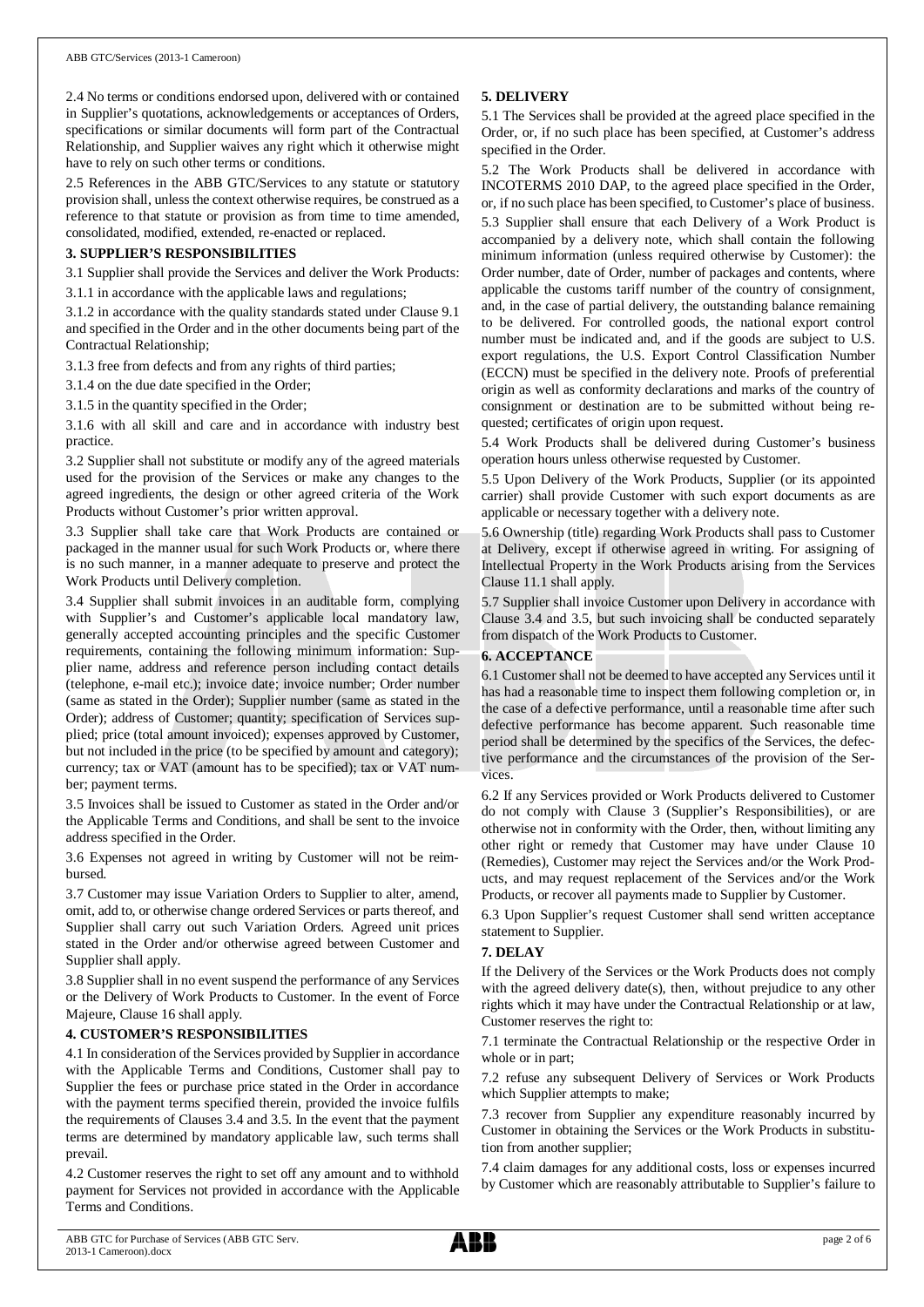2.4 No terms or conditions endorsed upon, delivered with or contained in Supplier's quotations, acknowledgements or acceptances of Orders, specifications or similar documents will form part of the Contractual Relationship, and Supplier waives any right which it otherwise might have to rely on such other terms or conditions.

2.5 References in the ABB GTC/Services to any statute or statutory provision shall, unless the context otherwise requires, be construed as a reference to that statute or provision as from time to time amended, consolidated, modified, extended, re-enacted or replaced.

**3. SUPPLIER'S RESPONSIBILITIES**

3.1 Supplier shall provide the Services and deliver the Work Products:

3.1.1 in accordance with the applicable laws and regulations;

3.1.2 in accordance with the quality standards stated under Clause 9.1 and specified in the Order and in the other documents being part of the Contractual Relationship;

3.1.3 free from defects and from any rights of third parties;

3.1.4 on the due date specified in the Order;

3.1.5 in the quantity specified in the Order;

3.1.6 with all skill and care and in accordance with industry best practice.

3.2 Supplier shall not substitute or modify any of the agreed materials used for the provision of the Services or make any changes to the agreed ingredients, the design or other agreed criteria of the Work Products without Customer's prior written approval.

3.3 Supplier shall take care that Work Products are contained or packaged in the manner usual for such Work Products or, where there is no such manner, in a manner adequate to preserve and protect the Work Products until Delivery completion.

3.4 Supplier shall submit invoices in an auditable form, complying with Supplier's and Customer's applicable local mandatory law, generally accepted accounting principles and the specific Customer requirements, containing the following minimum information: Supplier name, address and reference person including contact details (telephone, e-mail etc.); invoice date; invoice number; Order number (same as stated in the Order); Supplier number (same as stated in the Order); address of Customer; quantity; specification of Services supplied; price (total amount invoiced); expenses approved by Customer, but not included in the price (to be specified by amount and category); currency; tax or VAT (amount has to be specified); tax or VAT number; payment terms.

3.5 Invoices shall be issued to Customer as stated in the Order and/or the Applicable Terms and Conditions, and shall be sent to the invoice address specified in the Order.

3.6 Expenses not agreed in writing by Customer will not be reimbursed.

3.7 Customer may issue Variation Orders to Supplier to alter, amend, omit, add to, or otherwise change ordered Services or parts thereof, and Supplier shall carry out such Variation Orders. Agreed unit prices stated in the Order and/or otherwise agreed between Customer and Supplier shall apply.

3.8 Supplier shall in no event suspend the performance of any Services or the Delivery of Work Products to Customer. In the event of Force Majeure, Clause 16 shall apply.

**4. CUSTOMER'S RESPONSIBILITIES**

4.1 In consideration of the Services provided by Supplier in accordance with the Applicable Terms and Conditions, Customer shall pay to Supplier the fees or purchase price stated in the Order in accordance with the payment terms specified therein, provided the invoice fulfils the requirements of Clauses 3.4 and 3.5. In the event that the payment terms are determined by mandatory applicable law, such terms shall prevail.

4.2 Customer reserves the right to set off any amount and to withhold payment for Services not provided in accordance with the Applicable Terms and Conditions.

**5. DELIVERY**

5.1 The Services shall be provided at the agreed place specified in the Order, or, if no such place has been specified, at Customer's address specified in the Order.

5.2 The Work Products shall be delivered in accordance with INCOTERMS 2010 DAP, to the agreed place specified in the Order, or, if no such place has been specified, to Customer's place of business.

5.3 Supplier shall ensure that each Delivery of a Work Product is accompanied by a delivery note, which shall contain the following minimum information (unless required otherwise by Customer): the Order number, date of Order, number of packages and contents, where applicable the customs tariff number of the country of consignment, and, in the case of partial delivery, the outstanding balance remaining to be delivered. For controlled goods, the national export control number must be indicated and, and if the goods are subject to U.S. export regulations, the U.S. Export Control Classification Number (ECCN) must be specified in the delivery note. Proofs of preferential origin as well as conformity declarations and marks of the country of consignment or destination are to be submitted without being requested; certificates of origin upon request.

5.4 Work Products shall be delivered during Customer's business operation hours unless otherwise requested by Customer.

5.5 Upon Delivery of the Work Products, Supplier (or its appointed carrier) shall provide Customer with such export documents as are applicable or necessary together with a delivery note.

5.6 Ownership (title) regarding Work Products shall pass to Customer at Delivery, except if otherwise agreed in writing. For assigning of Intellectual Property in the Work Products arising from the Services Clause 11.1 shall apply.

5.7 Supplier shall invoice Customer upon Delivery in accordance with Clause 3.4 and 3.5, but such invoicing shall be conducted separately from dispatch of the Work Products to Customer.

**6. ACCEPTANCE**

6.1 Customer shall not be deemed to have accepted any Services until it has had a reasonable time to inspect them following completion or, in the case of a defective performance, until a reasonable time after such defective performance has become apparent. Such reasonable time period shall be determined by the specifics of the Services, the defective performance and the circumstances of the provision of the Services.

6.2 If any Services provided or Work Products delivered to Customer do not comply with Clause 3 (Supplier's Responsibilities), or are otherwise not in conformity with the Order, then, without limiting any other right or remedy that Customer may have under Clause 10 (Remedies), Customer may reject the Services and/or the Work Products, and may request replacement of the Services and/or the Work Products, or recover all payments made to Supplier by Customer.

6.3 Upon Supplier's request Customer shall send written acceptance statement to Supplier.

**7. DELAY**

If the Delivery of the Services or the Work Products does not comply with the agreed delivery date(s), then, without prejudice to any other rights which it may have under the Contractual Relationship or at law, Customer reserves the right to:

7.1 terminate the Contractual Relationship or the respective Order in whole or in part;

7.2 refuse any subsequent Delivery of Services or Work Products which Supplier attempts to make;

7.3 recover from Supplier any expenditure reasonably incurred by Customer in obtaining the Services or the Work Products in substitution from another supplier;

7.4 claim damages for any additional costs, loss or expenses incurred by Customer which are reasonably attributable to Supplier's failure to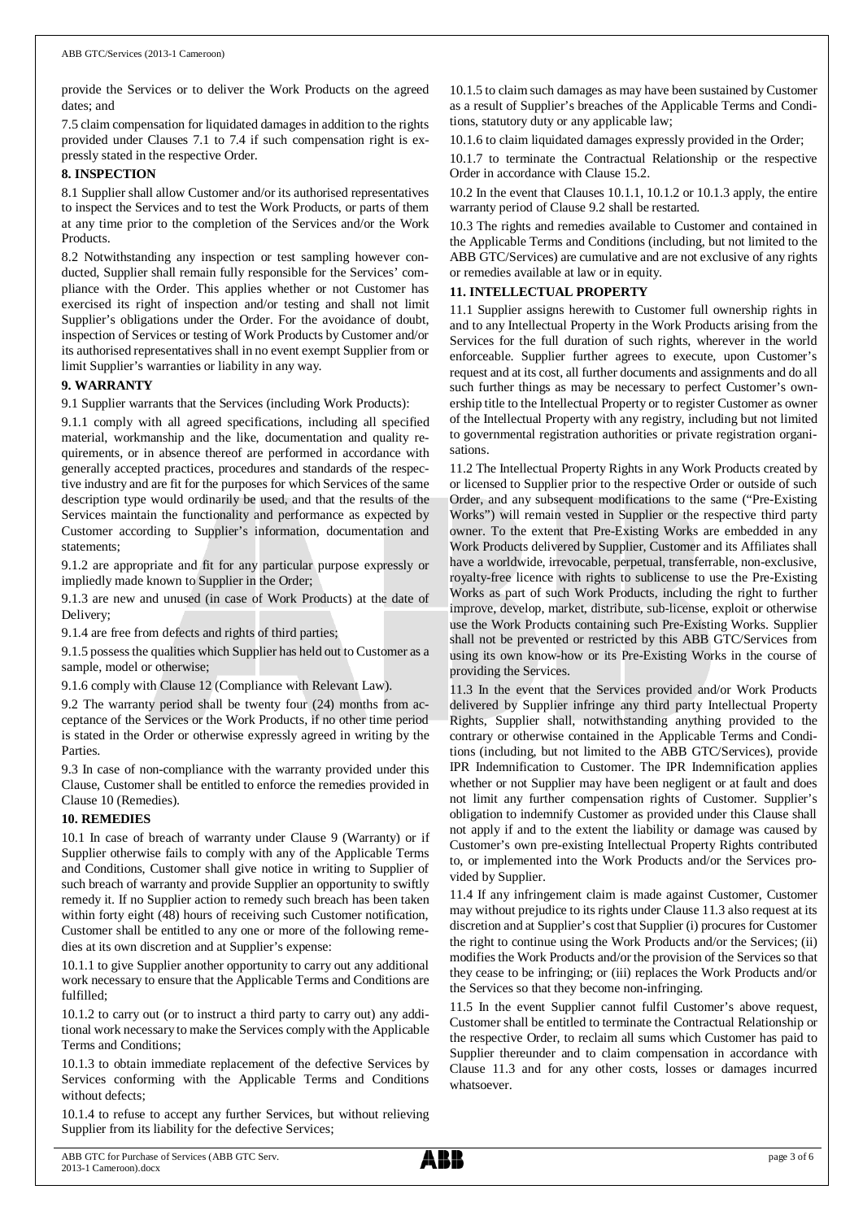provide the Services or to deliver the Work Products on the agreed dates; and

7.5 claim compensation for liquidated damages in addition to the rights provided under Clauses 7.1 to 7.4 if such compensation right is expressly stated in the respective Order.

## 8. INSPECTION

8.1 Supplier shall allow Customer and/or its authorised representatives to inspect the Services and to test the Work Products, or parts of them at any time prior to the completion of the Services and/or the Work Products.

8.2 Notwithstanding any inspection or test sampling however conducted, Supplier shall remain fully responsible for the Services' compliance with the Order. This applies whether or not Customer has exercised its right of inspection and/or testing and shall not limit Supplier's obligations under the Order. For the avoidance of doubt, inspection of Services or testing of Work Products by Customer and/or its authorised representatives shall in no event exempt Supplier from or limit Supplier's warranties or liability in any way.

## 9. WARRANTY

9.1 Supplier warrants that the Services (including Work Products):

9.1.1 comply with all agreed specifications, including all specified material, workmanship and the like, documentation and quality requirements, or in absence thereof are performed in accordance with generally accepted practices, procedures and standards of the respective industry and are fit for the purposes for which Services of the same description type would ordinarily be used, and that the results of the Services maintain the functionality and performance as expected by Customer according to Supplier's information, documentation and statements;

9.1.2 are appropriate and fit for any particular purpose expressly or impliedly made known to Supplier in the Order;

9.1.3 are new and unused (in case of Work Products) at the date of Delivery;

9.1.4 are free from defects and rights of third parties;

9.1.5 possess the qualities which Supplier has held out to Customer as a sample, model or otherwise;

9.1.6 comply with Clause 12 (Compliance with Relevant Law).

9.2 The warranty period shall be twenty four (24) months from acceptance of the Services or the Work Products, if no other time period is stated in the Order or otherwise expressly agreed in writing by the Parties.

9.3 In case of non-compliance with the warranty provided under this Clause, Customer shall be entitled to enforce the remedies provided in Clause 10 (Remedies).

## 10. REMEDIES

10.1 In case of breach of warranty under Clause 9 (Warranty) or if Supplier otherwise fails to comply with any of the Applicable Terms and Conditions, Customer shall give notice in writing to Supplier of such breach of warranty and provide Supplier an opportunity to swiftly remedy it. If no Supplier action to remedy such breach has been taken within forty eight (48) hours of receiving such Customer notification, Customer shall be entitled to any one or more of the following remedies at its own discretion and at Supplier's expense:

10.1.1 to give Supplier another opportunity to carry out any additional work necessary to ensure that the Applicable Terms and Conditions are fulfilled;

10.1.2 to carry out (or to instruct a third party to carry out) any additional work necessary to make the Services comply with the Applicable Terms and Conditions;

10.1.3 to obtain immediate replacement of the defective Services by Services conforming with the Applicable Terms and Conditions without defects;

10.1.4 to refuse to accept any further Services, but without relieving Supplier from its liability for the defective Services;

10.1.5 to claim such damages as may have been sustained by Customer as a result of Supplier's breaches of the Applicable Terms and Conditions, statutory duty or any applicable law;

10.1.6 to claim liquidated damages expressly provided in the Order;

10.1.7 to terminate the Contractual Relationship or the respective Order in accordance with Clause 15.2.

10.2 In the event that Clauses 10.1.1, 10.1.2 or 10.1.3 apply, the entire warranty period of Clause 9.2 shall be restarted.

10.3 The rights and remedies available to Customer and contained in the Applicable Terms and Conditions (including, but not limited to the ABB GTC/Services) are cumulative and are not exclusive of any rights or remedies available at law or in equity.

## 11. INTELLECTUAL PROPERTY

11.1 Supplier assigns herewith to Customer full ownership rights in and to any Intellectual Property in the Work Products arising from the Services for the full duration of such rights, wherever in the world enforceable. Supplier further agrees to execute, upon Customer's request and at its cost, all further documents and assignments and do all such further things as may be necessary to perfect Customer's ownership title to the Intellectual Property or to register Customer as owner of the Intellectual Property with any registry, including but not limited to governmental registration authorities or private registration organisations.

11.2 The Intellectual Property Rights in any Work Products created by or licensed to Supplier prior to the respective Order or outside of such Order, and any subsequent modifications to the same ("Pre-Existing Works") will remain vested in Supplier or the respective third party owner. To the extent that Pre-Existing Works are embedded in any Work Products delivered by Supplier, Customer and its Affiliates shall have a worldwide, irrevocable, perpetual, transferrable, non-exclusive, royalty-free licence with rights to sublicense to use the Pre-Existing Works as part of such Work Products, including the right to further improve, develop, market, distribute, sub-license, exploit or otherwise use the Work Products containing such Pre-Existing Works. Supplier shall not be prevented or restricted by this ABB GTC/Services from using its own know-how or its Pre-Existing Works in the course of providing the Services.

11.3 In the event that the Services provided and/or Work Products delivered by Supplier infringe any third party Intellectual Property Rights, Supplier shall, notwithstanding anything provided to the contrary or otherwise contained in the Applicable Terms and Conditions (including, but not limited to the ABB GTC/Services), provide IPR Indemnification to Customer. The IPR Indemnification applies whether or not Supplier may have been negligent or at fault and does not limit any further compensation rights of Customer. Supplier's obligation to indemnify Customer as provided under this Clause shall not apply if and to the extent the liability or damage was caused by Customer's own pre-existing Intellectual Property Rights contributed to, or implemented into the Work Products and/or the Services provided by Supplier.

11.4 If any infringement claim is made against Customer, Customer may without prejudice to its rights under Clause 11.3 also request at its discretion and at Supplier's cost that Supplier (i) procures for Customer the right to continue using the Work Products and/or the Services; (ii) modifies the Work Products and/or the provision of the Services so that they cease to be infringing; or (iii) replaces the Work Products and/or the Services so that they become non-infringing.

11.5 In the event Supplier cannot fulfil Customer's above request, Customer shall be entitled to terminate the Contractual Relationship or the respective Order, to reclaim all sums which Customer has paid to Supplier thereunder and to claim compensation in accordance with Clause 11.3 and for any other costs, losses or damages incurred whatsoever.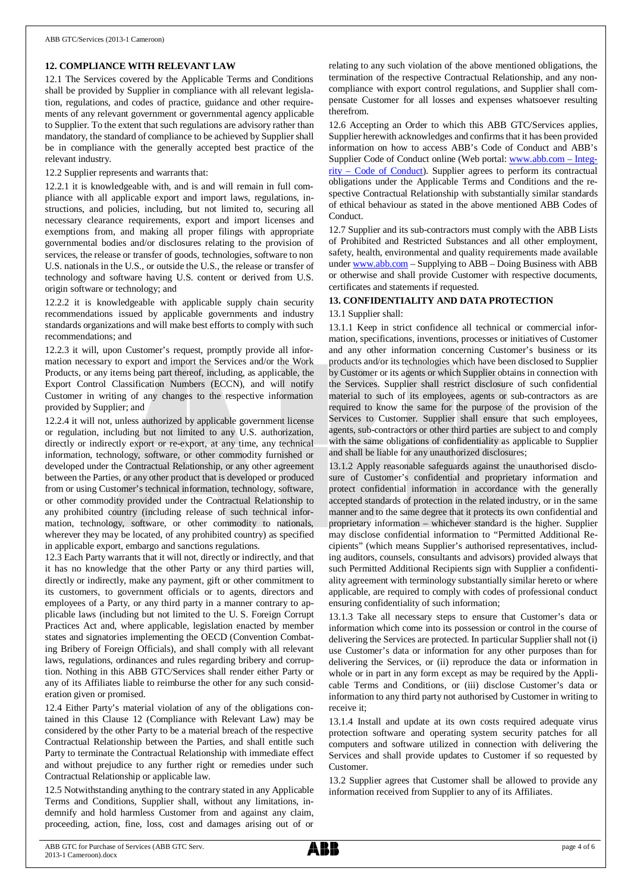## 12. COMPLIANCE WITH RELEVANT LAW

12.1 The Services covered by the Applicable Terms and Conditions shall be provided by Supplier in compliance with all relevant legislation, regulations, and codes of practice, guidance and other requirements of any relevant government or governmental agency applicable to Supplier. To the extent that such regulations are advisory rather than mandatory, the standard of compliance to be achieved by Supplier shall be in compliance with the generally accepted best practice of the relevant industry.

12.2 Supplier represents and warrants that:

12.2.1 it is knowledgeable with, and is and will remain in full compliance with all applicable export and import laws, regulations, instructions, and policies, including, but not limited to, securing all necessary clearance requirements, export and import licenses and exemptions from, and making all proper filings with appropriate governmental bodies and/or disclosures relating to the provision of services, the release or transfer of goods, technologies, software to non U.S. nationals in the U.S., or outside the U.S., the release or transfer of technology and software having U.S. content or derived from U.S. origin software or technology; and

12.2.2 it is knowledgeable with applicable supply chain security recommendations issued by applicable governments and industry standards organizations and will make best efforts to comply with such recommendations; and

12.2.3 it will, upon Customer's request, promptly provide all information necessary to export and import the Services and/or the Work Products, or any items being part thereof, including, as applicable, the Export Control Classification Numbers (ECCN), and will notify Customer in writing of any changes to the respective information provided by Supplier; and

12.2.4 it will not, unless authorized by applicable government license or regulation, including but not limited to any U.S. authorization, directly or indirectly export or re-export, at any time, any technical information, technology, software, or other commodity furnished or developed under the Contractual Relationship, or any other agreement between the Parties, or any other product that is developed or produced from or using Customer's technical information, technology, software, or other commodity provided under the Contractual Relationship to any prohibited country (including release of such technical information, technology, software, or other commodity to nationals, wherever they may be located, of any prohibited country) as specified in applicable export, embargo and sanctions regulations.

12.3 Each Party warrants that it will not, directly or indirectly, and that it has no knowledge that the other Party or any third parties will, directly or indirectly, make any payment, gift or other commitment to its customers, to government officials or to agents, directors and employees of a Party, or any third party in a manner contrary to applicable laws (including but not limited to the U. S. Foreign Corrupt Practices Act and, where applicable, legislation enacted by member states and signatories implementing the OECD (Convention Combating Bribery of Foreign Officials), and shall comply with all relevant laws, regulations, ordinances and rules regarding bribery and corruption. Nothing in this ABB GTC/Services shall render either Party or any of its Affiliates liable to reimburse the other for any such consideration given or promised.

12.4 Either Party's material violation of any of the obligations contained in this Clause 12 (Compliance with Relevant Law) may be considered by the other Party to be a material breach of the respective Contractual Relationship between the Parties, and shall entitle such Party to terminate the Contractual Relationship with immediate effect and without prejudice to any further right or remedies under such Contractual Relationship or applicable law.

12.5 Notwithstanding anything to the contrary stated in any Applicable Terms and Conditions, Supplier shall, without any limitations, indemnify and hold harmless Customer from and against any claim, proceeding, action, fine, loss, cost and damages arising out of or relating to any such violation of the above mentioned obligations, the termination of the respective Contractual Relationship, and any non-compliance with export control regulations, and Supplier shall compensate Customer for all losses and expenses whatsoever resulting therefrom.

12.6 Accepting an Order to which this ABB GTC/Services applies, Supplier herewith acknowledges and confirms that it has been provided information on how to access ABB's Code of Conduct and ABB's Supplier Code of Conduct online (Web portal: www.abb.com – Integrity – Code of Conduct). Supplier agrees to perform its contractual obligations under the Applicable Terms and Conditions and the respective Contractual Relationship with substantially similar standards of ethical behaviour as stated in the above mentioned ABB Codes of Conduct.

12.7 Supplier and its sub-contractors must comply with the ABB Lists of Prohibited and Restricted Substances and all other employment, safety, health, environmental and quality requirements made available under www.abb.com – Supplying to ABB – Doing Business with ABB or otherwise and shall provide Customer with respective documents, certificates and statements if requested.

## 13. CONFIDENTIALITY AND DATA PROTECTION

13.1 Supplier shall:

13.1.1 Keep in strict confidence all technical or commercial information, specifications, inventions, processes or initiatives of Customer and any other information concerning Customer's business or its products and/or its technologies which have been disclosed to Supplier by Customer or its agents or which Supplier obtains in connection with the Services. Supplier shall restrict disclosure of such confidential material to such of its employees, agents or sub-contractors as are required to know the same for the purpose of the provision of the Services to Customer. Supplier shall ensure that such employees, agents, sub-contractors or other third parties are subject to and comply with the same obligations of confidentiality as applicable to Supplier and shall be liable for any unauthorized disclosures;

13.1.2 Apply reasonable safeguards against the unauthorised disclosure of Customer's confidential and proprietary information and protect confidential information in accordance with the generally accepted standards of protection in the related industry, or in the same manner and to the same degree that it protects its own confidential and proprietary information – whichever standard is the higher. Supplier may disclose confidential information to "Permitted Additional Recipients" (which means Supplier's authorised representatives, including auditors, counsels, consultants and advisors) provided always that such Permitted Additional Recipients sign with Supplier a confidentiality agreement with terminology substantially similar hereto or where applicable, are required to comply with codes of professional conduct ensuring confidentiality of such information;

13.1.3 Take all necessary steps to ensure that Customer's data or information which come into its possession or control in the course of delivering the Services are protected. In particular Supplier shall not (i) use Customer's data or information for any other purposes than for delivering the Services, or (ii) reproduce the data or information in whole or in part in any form except as may be required by the Applicable Terms and Conditions, or (iii) disclose Customer's data or information to any third party not authorised by Customer in writing to receive it;

13.1.4 Install and update at its own costs required adequate virus protection software and operating system security patches for all computers and software utilized in connection with delivering the Services and shall provide updates to Customer if so requested by Customer.

13.2 Supplier agrees that Customer shall be allowed to provide any information received from Supplier to any of its Affiliates.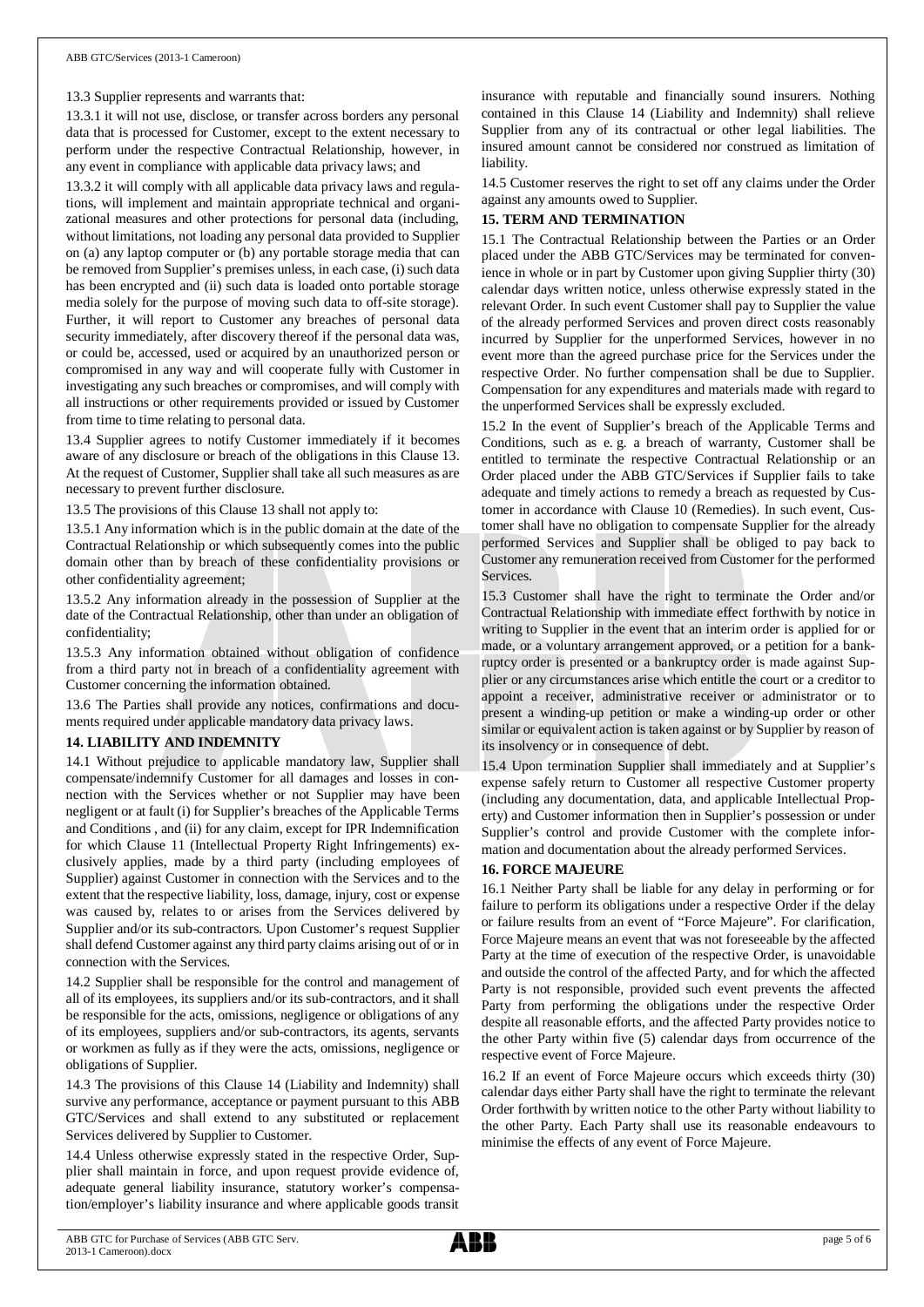13.3 Supplier represents and warrants that:

13.3.1 it will not use, disclose, or transfer across borders any personal data that is processed for Customer, except to the extent necessary to perform under the respective Contractual Relationship, however, in any event in compliance with applicable data privacy laws; and

13.3.2 it will comply with all applicable data privacy laws and regulations, will implement and maintain appropriate technical and organizational measures and other protections for personal data (including, without limitations, not loading any personal data provided to Supplier on (a) any laptop computer or (b) any portable storage media that can be removed from Supplier's premises unless, in each case, (i) such data has been encrypted and (ii) such data is loaded onto portable storage media solely for the purpose of moving such data to off-site storage). Further, it will report to Customer any breaches of personal data security immediately, after discovery thereof if the personal data was, or could be, accessed, used or acquired by an unauthorized person or compromised in any way and will cooperate fully with Customer in investigating any such breaches or compromises, and will comply with all instructions or other requirements provided or issued by Customer from time to time relating to personal data.

13.4 Supplier agrees to notify Customer immediately if it becomes aware of any disclosure or breach of the obligations in this Clause 13. At the request of Customer, Supplier shall take all such measures as are necessary to prevent further disclosure.

13.5 The provisions of this Clause 13 shall not apply to:

13.5.1 Any information which is in the public domain at the date of the Contractual Relationship or which subsequently comes into the public domain other than by breach of these confidentiality provisions or other confidentiality agreement;

13.5.2 Any information already in the possession of Supplier at the date of the Contractual Relationship, other than under an obligation of confidentiality;

13.5.3 Any information obtained without obligation of confidence from a third party not in breach of a confidentiality agreement with Customer concerning the information obtained.

13.6 The Parties shall provide any notices, confirmations and documents required under applicable mandatory data privacy laws.

## 14. LIABILITY AND INDEMNITY

14.1 Without prejudice to applicable mandatory law, Supplier shall compensate/indemnify Customer for all damages and losses in connection with the Services whether or not Supplier may have been negligent or at fault (i) for Supplier's breaches of the Applicable Terms and Conditions , and (ii) for any claim, except for IPR Indemnification for which Clause 11 (Intellectual Property Right Infringements) exclusively applies, made by a third party (including employees of Supplier) against Customer in connection with the Services and to the extent that the respective liability, loss, damage, injury, cost or expense was caused by, relates to or arises from the Services delivered by Supplier and/or its sub-contractors. Upon Customer's request Supplier shall defend Customer against any third party claims arising out of or in connection with the Services.

14.2 Supplier shall be responsible for the control and management of all of its employees, its suppliers and/or its sub-contractors, and it shall be responsible for the acts, omissions, negligence or obligations of any of its employees, suppliers and/or sub-contractors, its agents, servants or workmen as fully as if they were the acts, omissions, negligence or obligations of Supplier.

14.3 The provisions of this Clause 14 (Liability and Indemnity) shall survive any performance, acceptance or payment pursuant to this ABB GTC/Services and shall extend to any substituted or replacement Services delivered by Supplier to Customer.

14.4 Unless otherwise expressly stated in the respective Order, Supplier shall maintain in force, and upon request provide evidence of, adequate general liability insurance, statutory worker's compensation/employer's liability insurance and where applicable goods transit insurance with reputable and financially sound insurers. Nothing contained in this Clause 14 (Liability and Indemnity) shall relieve Supplier from any of its contractual or other legal liabilities. The insured amount cannot be considered nor construed as limitation of liability.

14.5 Customer reserves the right to set off any claims under the Order against any amounts owed to Supplier.

## 15. TERM AND TERMINATION

15.1 The Contractual Relationship between the Parties or an Order placed under the ABB GTC/Services may be terminated for convenience in whole or in part by Customer upon giving Supplier thirty (30) calendar days written notice, unless otherwise expressly stated in the relevant Order. In such event Customer shall pay to Supplier the value of the already performed Services and proven direct costs reasonably incurred by Supplier for the unperformed Services, however in no event more than the agreed purchase price for the Services under the respective Order. No further compensation shall be due to Supplier. Compensation for any expenditures and materials made with regard to the unperformed Services shall be expressly excluded.

15.2 In the event of Supplier's breach of the Applicable Terms and Conditions, such as e. g. a breach of warranty, Customer shall be entitled to terminate the respective Contractual Relationship or an Order placed under the ABB GTC/Services if Supplier fails to take adequate and timely actions to remedy a breach as requested by Customer in accordance with Clause 10 (Remedies). In such event, Customer shall have no obligation to compensate Supplier for the already performed Services and Supplier shall be obliged to pay back to Customer any remuneration received from Customer for the performed Services.

15.3 Customer shall have the right to terminate the Order and/or Contractual Relationship with immediate effect forthwith by notice in writing to Supplier in the event that an interim order is applied for or made, or a voluntary arrangement approved, or a petition for a bankruptcy order is presented or a bankruptcy order is made against Supplier or any circumstances arise which entitle the court or a creditor to appoint a receiver, administrative receiver or administrator or to present a winding-up petition or make a winding-up order or other similar or equivalent action is taken against or by Supplier by reason of its insolvency or in consequence of debt.

15.4 Upon termination Supplier shall immediately and at Supplier's expense safely return to Customer all respective Customer property (including any documentation, data, and applicable Intellectual Property) and Customer information then in Supplier's possession or under Supplier's control and provide Customer with the complete information and documentation about the already performed Services.

## 16. FORCE MAJEURE

16.1 Neither Party shall be liable for any delay in performing or for failure to perform its obligations under a respective Order if the delay or failure results from an event of "Force Majeure". For clarification, Force Majeure means an event that was not foreseeable by the affected Party at the time of execution of the respective Order, is unavoidable and outside the control of the affected Party, and for which the affected Party is not responsible, provided such event prevents the affected Party from performing the obligations under the respective Order despite all reasonable efforts, and the affected Party provides notice to the other Party within five (5) calendar days from occurrence of the respective event of Force Majeure.

16.2 If an event of Force Majeure occurs which exceeds thirty (30) calendar days either Party shall have the right to terminate the relevant Order forthwith by written notice to the other Party without liability to the other Party. Each Party shall use its reasonable endeavours to minimise the effects of any event of Force Majeure.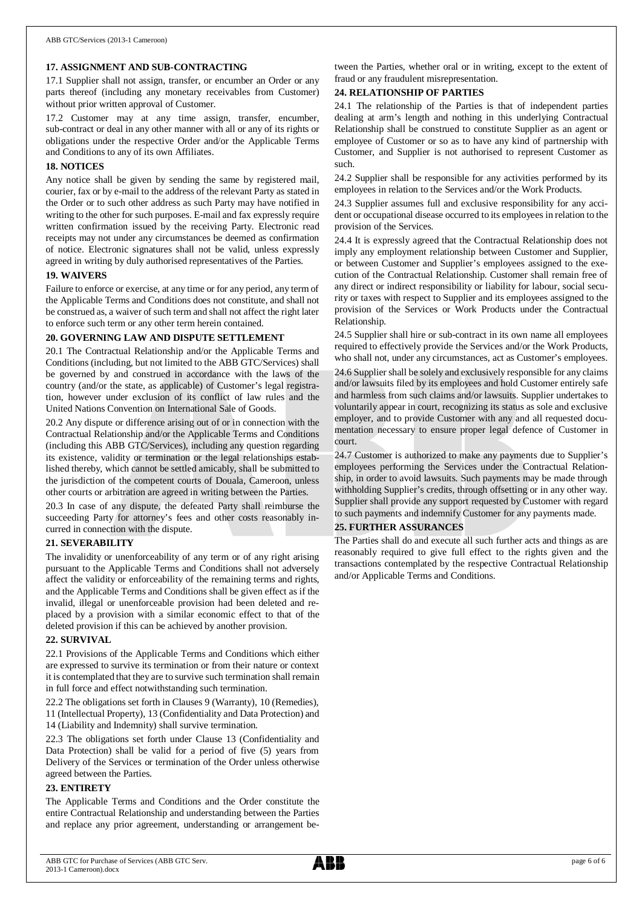## 17. ASSIGNMENT AND SUB-CONTRACTING

17.1 Supplier shall not assign, transfer, or encumber an Order or any parts thereof (including any monetary receivables from Customer) without prior written approval of Customer.

17.2 Customer may at any time assign, transfer, encumber, sub-contract or deal in any other manner with all or any of its rights or obligations under the respective Order and/or the Applicable Terms and Conditions to any of its own Affiliates.

## 18. NOTICES

Any notice shall be given by sending the same by registered mail, courier, fax or by e-mail to the address of the relevant Party as stated in the Order or to such other address as such Party may have notified in writing to the other for such purposes. E-mail and fax expressly require written confirmation issued by the receiving Party. Electronic read receipts may not under any circumstances be deemed as confirmation of notice. Electronic signatures shall not be valid, unless expressly agreed in writing by duly authorised representatives of the Parties.

## 19. WAIVERS

Failure to enforce or exercise, at any time or for any period, any term of the Applicable Terms and Conditions does not constitute, and shall not be construed as, a waiver of such term and shall not affect the right later to enforce such term or any other term herein contained.

## 20. GOVERNING LAW AND DISPUTE SETTLEMENT

20.1 The Contractual Relationship and/or the Applicable Terms and Conditions (including, but not limited to the ABB GTC/Services) shall be governed by and construed in accordance with the laws of the country (and/or the state, as applicable) of Customer's legal registration, however under exclusion of its conflict of law rules and the United Nations Convention on International Sale of Goods.

20.2 Any dispute or difference arising out of or in connection with the Contractual Relationship and/or the Applicable Terms and Conditions (including this ABB GTC/Services), including any question regarding its existence, validity or termination or the legal relationships established thereby, which cannot be settled amicably, shall be submitted to the jurisdiction of the competent courts of Douala, Cameroon, unless other courts or arbitration are agreed in writing between the Parties.

20.3 In case of any dispute, the defeated Party shall reimburse the succeeding Party for attorney's fees and other costs reasonably incurred in connection with the dispute.

## 21. SEVERABILITY

The invalidity or unenforceability of any term or of any right arising pursuant to the Applicable Terms and Conditions shall not adversely affect the validity or enforceability of the remaining terms and rights, and the Applicable Terms and Conditions shall be given effect as if the invalid, illegal or unenforceable provision had been deleted and replaced by a provision with a similar economic effect to that of the deleted provision if this can be achieved by another provision.

## 22. SURVIVAL

22.1 Provisions of the Applicable Terms and Conditions which either are expressed to survive its termination or from their nature or context it is contemplated that they are to survive such termination shall remain in full force and effect notwithstanding such termination.

22.2 The obligations set forth in Clauses 9 (Warranty), 10 (Remedies), 11 (Intellectual Property), 13 (Confidentiality and Data Protection) and 14 (Liability and Indemnity) shall survive termination.

22.3 The obligations set forth under Clause 13 (Confidentiality and Data Protection) shall be valid for a period of five (5) years from Delivery of the Services or termination of the Order unless otherwise agreed between the Parties.

## 23. ENTIRETY

The Applicable Terms and Conditions and the Order constitute the entire Contractual Relationship and understanding between the Parties and replace any prior agreement, understanding or arrangement between the Parties, whether oral or in writing, except to the extent of fraud or any fraudulent misrepresentation.

## 24. RELATIONSHIP OF PARTIES

24.1 The relationship of the Parties is that of independent parties dealing at arm's length and nothing in this underlying Contractual Relationship shall be construed to constitute Supplier as an agent or employee of Customer or so as to have any kind of partnership with Customer, and Supplier is not authorised to represent Customer as such.

24.2 Supplier shall be responsible for any activities performed by its employees in relation to the Services and/or the Work Products.

24.3 Supplier assumes full and exclusive responsibility for any accident or occupational disease occurred to its employees in relation to the provision of the Services.

24.4 It is expressly agreed that the Contractual Relationship does not imply any employment relationship between Customer and Supplier, or between Customer and Supplier's employees assigned to the execution of the Contractual Relationship. Customer shall remain free of any direct or indirect responsibility or liability for labour, social security or taxes with respect to Supplier and its employees assigned to the provision of the Services or Work Products under the Contractual Relationship.

24.5 Supplier shall hire or sub-contract in its own name all employees required to effectively provide the Services and/or the Work Products, who shall not, under any circumstances, act as Customer's employees.

24.6 Supplier shall be solely and exclusively responsible for any claims and/or lawsuits filed by its employees and hold Customer entirely safe and harmless from such claims and/or lawsuits. Supplier undertakes to voluntarily appear in court, recognizing its status as sole and exclusive employer, and to provide Customer with any and all requested documentation necessary to ensure proper legal defence of Customer in court.

24.7 Customer is authorized to make any payments due to Supplier's employees performing the Services under the Contractual Relationship, in order to avoid lawsuits. Such payments may be made through withholding Supplier's credits, through offsetting or in any other way. Supplier shall provide any support requested by Customer with regard to such payments and indemnify Customer for any payments made.

## 25. FURTHER ASSURANCES

The Parties shall do and execute all such further acts and things as are reasonably required to give full effect to the rights given and the transactions contemplated by the respective Contractual Relationship and/or Applicable Terms and Conditions.